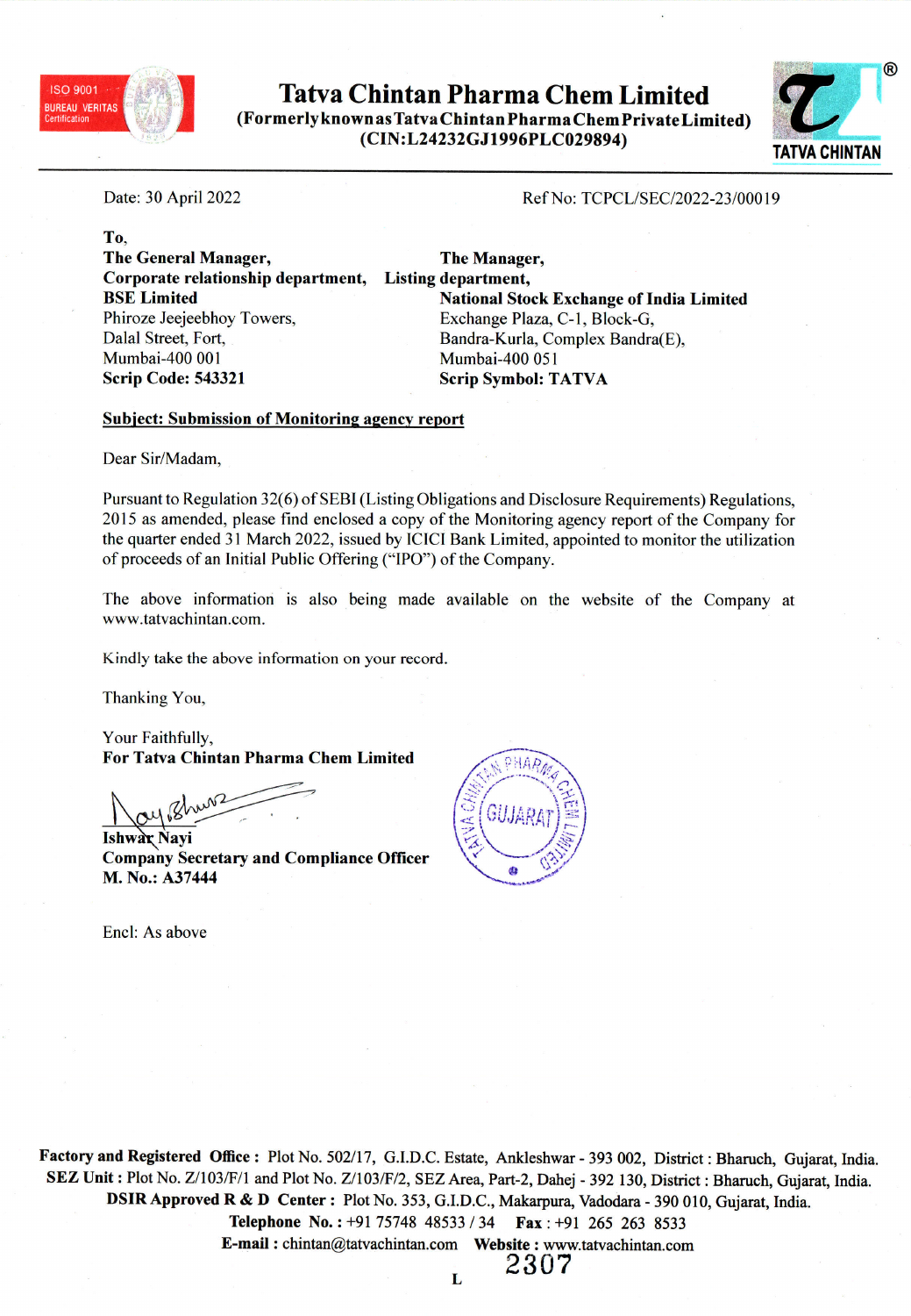# Tatva Chintan Pharma Chem Limited

**(Formerly known as Tatva Chintan Pharma Chem Private Limited)**
**(CIN:L24232GJ1996PLC029894)**

Date: 30 April 2022

Ref No: TCPCL/SEC/2022-23/00019

To,

**The General Manager,**
**Corporate relationship department,**
**BSE Limited**
Phiroze Jeejeebhoy Towers,
Dalal Street, Fort,
Mumbai-400 001
**Scrip Code: 543321**

**The Manager,**
**Listing department,**
**National Stock Exchange of India Limited**
Exchange Plaza, C-1, Block-G,
Bandra-Kurla, Complex Bandra(E),
Mumbai-400 051
**Scrip Symbol: TATVA**

**Subject: Submission of Monitoring agency report**

Dear Sir/Madam,

Pursuant to Regulation 32(6) of SEBI (Listing Obligations and Disclosure Requirements) Regulations, 2015 as amended, please find enclosed a copy of the Monitoring agency report of the Company for the quarter ended 31 March 2022, issued by ICICI Bank Limited, appointed to monitor the utilization of proceeds of an Initial Public Offering ("IPO") of the Company.

The above information is also being made available on the website of the Company at www.tatvachintan.com.

Kindly take the above information on your record.

Thanking You,

Your Faithfully,
**For Tatva Chintan Pharma Chem Limited**

**Ishwar Nayi**
**Company Secretary and Compliance Officer**
**M. No.: A37444**

Encl: As above

**Factory and Registered Office :** Plot No. 502/17, G.I.D.C. Estate, Ankleshwar - 393 002, District : Bharuch, Gujarat, India.
**SEZ Unit :** Plot No. Z/103/F/1 and Plot No. Z/103/F/2, SEZ Area, Part-2, Dahej - 392 130, District : Bharuch, Gujarat, India.
**DSIR Approved R & D Center :** Plot No. 353, G.I.D.C., Makarpura, Vadodara - 390 010, Gujarat, India.
**Telephone No. :** +91 75748 48533 / 34 **Fax :** +91 265 263 8533
**E-mail :** chintan@tatvachintan.com **Website :** www.tatvachintan.com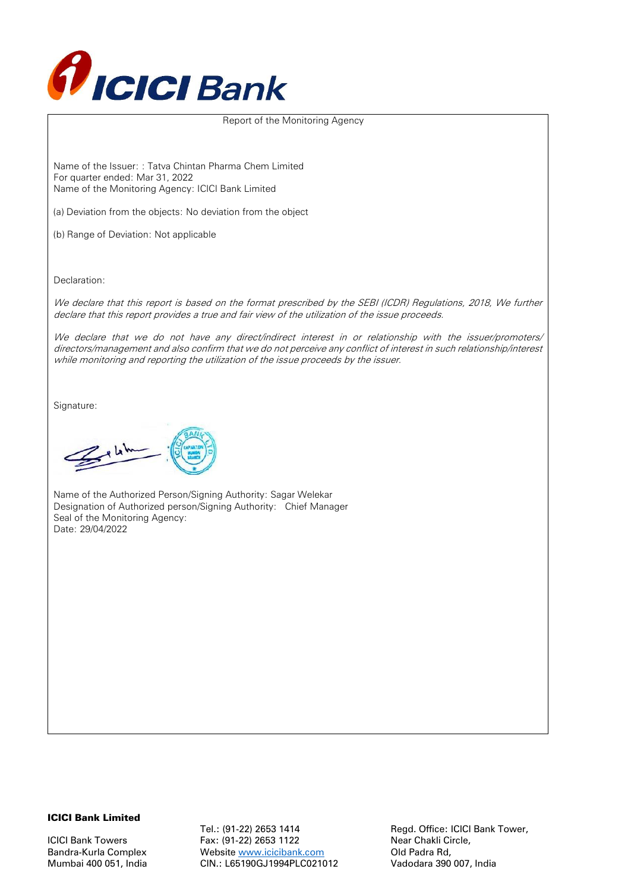Report of the Monitoring Agency

Name of the Issuer: : Tatva Chintan Pharma Chem Limited
For quarter ended: Mar 31, 2022
Name of the Monitoring Agency: ICICI Bank Limited

(a) Deviation from the objects: No deviation from the object

(b) Range of Deviation: Not applicable

Declaration:

*We declare that this report is based on the format prescribed by the SEBI (ICDR) Regulations, 2018, We further declare that this report provides a true and fair view of the utilization of the issue proceeds.*

*We declare that we do not have any direct/indirect interest in or relationship with the issuer/promoters/ directors/management and also confirm that we do not perceive any conflict of interest in such relationship/interest while monitoring and reporting the utilization of the issue proceeds by the issuer.*

Signature:

Name of the Authorized Person/Signing Authority: Sagar Welekar
Designation of Authorized person/Signing Authority: Chief Manager
Seal of the Monitoring Agency:
Date: 29/04/2022

**ICICI Bank Limited**

ICICI Bank Towers
Bandra-Kurla Complex
Mumbai 400 051, India

Tel.: (91-22) 2653 1414
Fax: (91-22) 2653 1122
Website www.icicibank.com
CIN.: L65190GJ1994PLC021012

Regd. Office: ICICI Bank Tower,
Near Chakli Circle,
Old Padra Rd,
Vadodara 390 007, India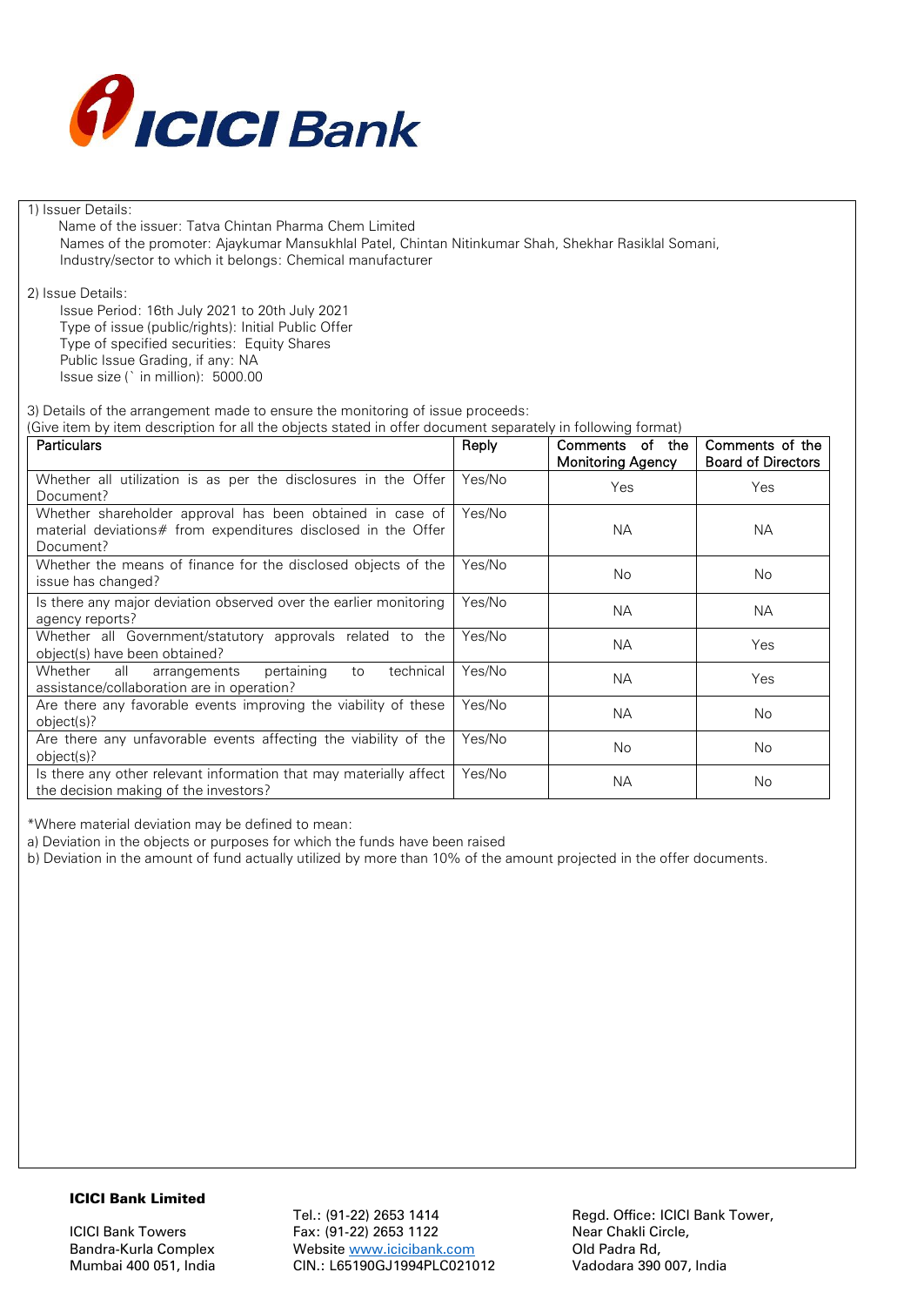1) Issuer Details:

Name of the issuer: Tatva Chintan Pharma Chem Limited
Names of the promoter: Ajaykumar Mansukhlal Patel, Chintan Nitinkumar Shah, Shekhar Rasiklal Somani,
Industry/sector to which it belongs: Chemical manufacturer

2) Issue Details:

Issue Period: 16th July 2021 to 20th July 2021
Type of issue (public/rights): Initial Public Offer
Type of specified securities: Equity Shares
Public Issue Grading, if any: NA
Issue size (` in million): 5000.00

3) Details of the arrangement made to ensure the monitoring of issue proceeds:
(Give item by item description for all the objects stated in offer document separately in following format)

| Particulars | Reply | Comments of the Monitoring Agency | Comments of the Board of Directors |
|---|---|---|---|
| Whether all utilization is as per the disclosures in the Offer Document? | Yes/No | Yes | Yes |
| Whether shareholder approval has been obtained in case of material deviations# from expenditures disclosed in the Offer Document? | Yes/No | NA | NA |
| Whether the means of finance for the disclosed objects of the issue has changed? | Yes/No | No | No |
| Is there any major deviation observed over the earlier monitoring agency reports? | Yes/No | NA | NA |
| Whether all Government/statutory approvals related to the object(s) have been obtained? | Yes/No | NA | Yes |
| Whether all arrangements pertaining to technical assistance/collaboration are in operation? | Yes/No | NA | Yes |
| Are there any favorable events improving the viability of these object(s)? | Yes/No | NA | No |
| Are there any unfavorable events affecting the viability of the object(s)? | Yes/No | No | No |
| Is there any other relevant information that may materially affect the decision making of the investors? | Yes/No | NA | No |

*Where material deviation may be defined to mean:

a) Deviation in the objects or purposes for which the funds have been raised

b) Deviation in the amount of fund actually utilized by more than 10% of the amount projected in the offer documents.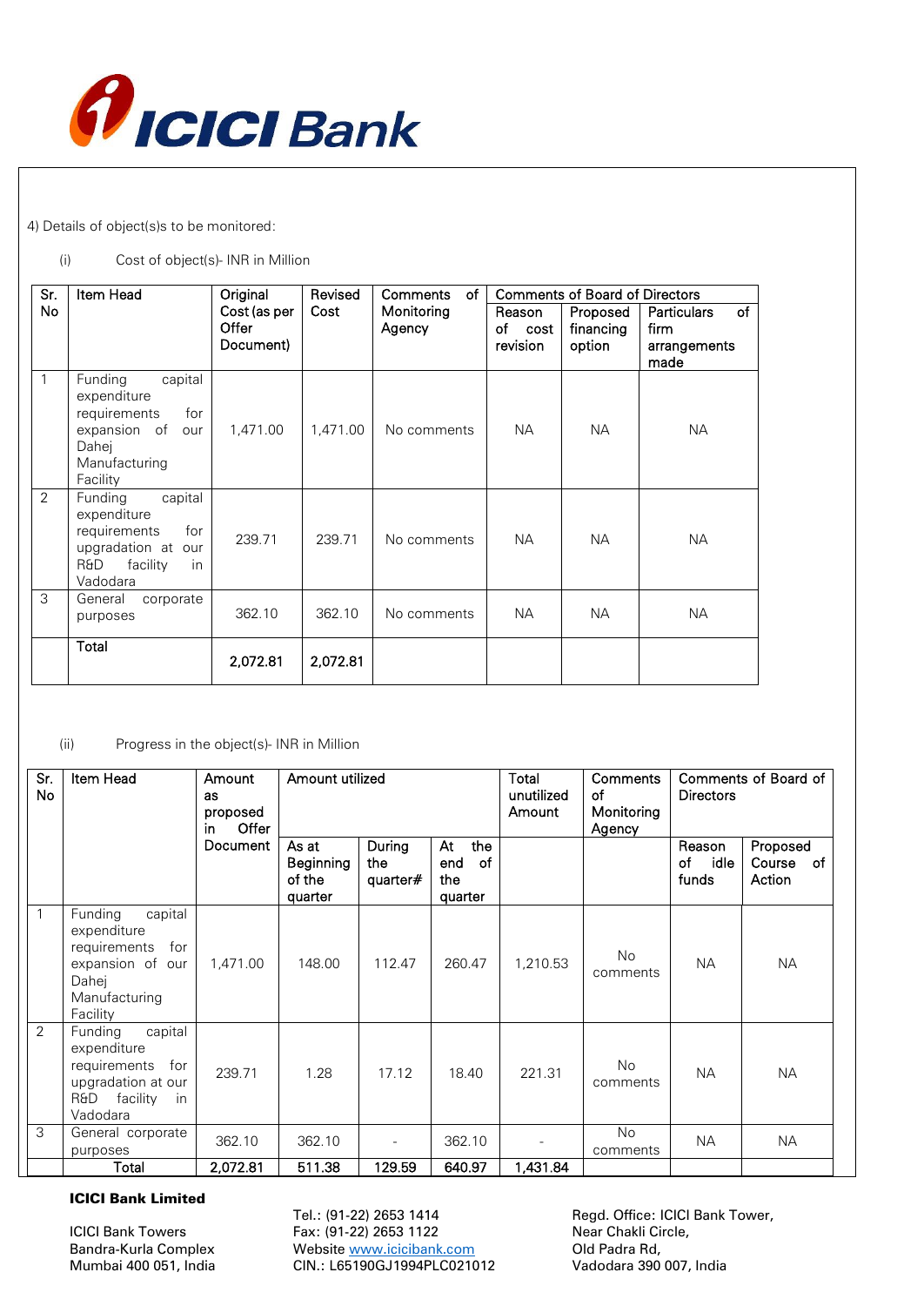4) Details of object(s)s to be monitored:

(i) Cost of object(s)- INR in Million

| Sr. No | Item Head | Original Cost (as per Offer Document) | Revised Cost | Comments of Monitoring Agency | Comments of Board of Directors | | |
|---|---|---|---|---|---|---|---|
| | | | | | Reason of cost revision | Proposed financing option | Particulars of firm arrangements made |
| 1 | Funding capital expenditure requirements for expansion of our Dahej Manufacturing Facility | 1,471.00 | 1,471.00 | No comments | NA | NA | NA |
| 2 | Funding capital expenditure requirements for upgradation at our R&D facility in Vadodara | 239.71 | 239.71 | No comments | NA | NA | NA |
| 3 | General corporate purposes | 362.10 | 362.10 | No comments | NA | NA | NA |
| | **Total** | **2,072.81** | **2,072.81** | | | | |

(ii) Progress in the object(s)- INR in Million

| Sr. No | Item Head | Amount as proposed in Offer Document | Amount utilized | | | Total unutilized Amount | Comments of Monitoring Agency | Comments of Board of Directors | |
|---|---|---|---|---|---|---|---|---|---|
| | | | As at Beginning of the quarter | During the quarter# | At the end of the quarter | | | Reason of idle funds | Proposed Course of Action |
| 1 | Funding capital expenditure requirements for expansion of our Dahej Manufacturing Facility | 1,471.00 | 148.00 | 112.47 | 260.47 | 1,210.53 | No comments | NA | NA |
| 2 | Funding capital expenditure requirements for upgradation at our R&D facility in Vadodara | 239.71 | 1.28 | 17.12 | 18.40 | 221.31 | No comments | NA | NA |
| 3 | General corporate purposes | 362.10 | 362.10 | - | 362.10 | - | No comments | NA | NA |
| | **Total** | **2,072.81** | **511.38** | **129.59** | **640.97** | **1,431.84** | | | |

**ICICI Bank Limited**

ICICI Bank Towers
Bandra-Kurla Complex
Mumbai 400 051, India

Tel.: (91-22) 2653 1414
Fax: (91-22) 2653 1122
Website www.icicibank.com
CIN.: L65190GJ1994PLC021012

Regd. Office: ICICI Bank Tower,
Near Chakli Circle,
Old Padra Rd,
Vadodara 390 007, India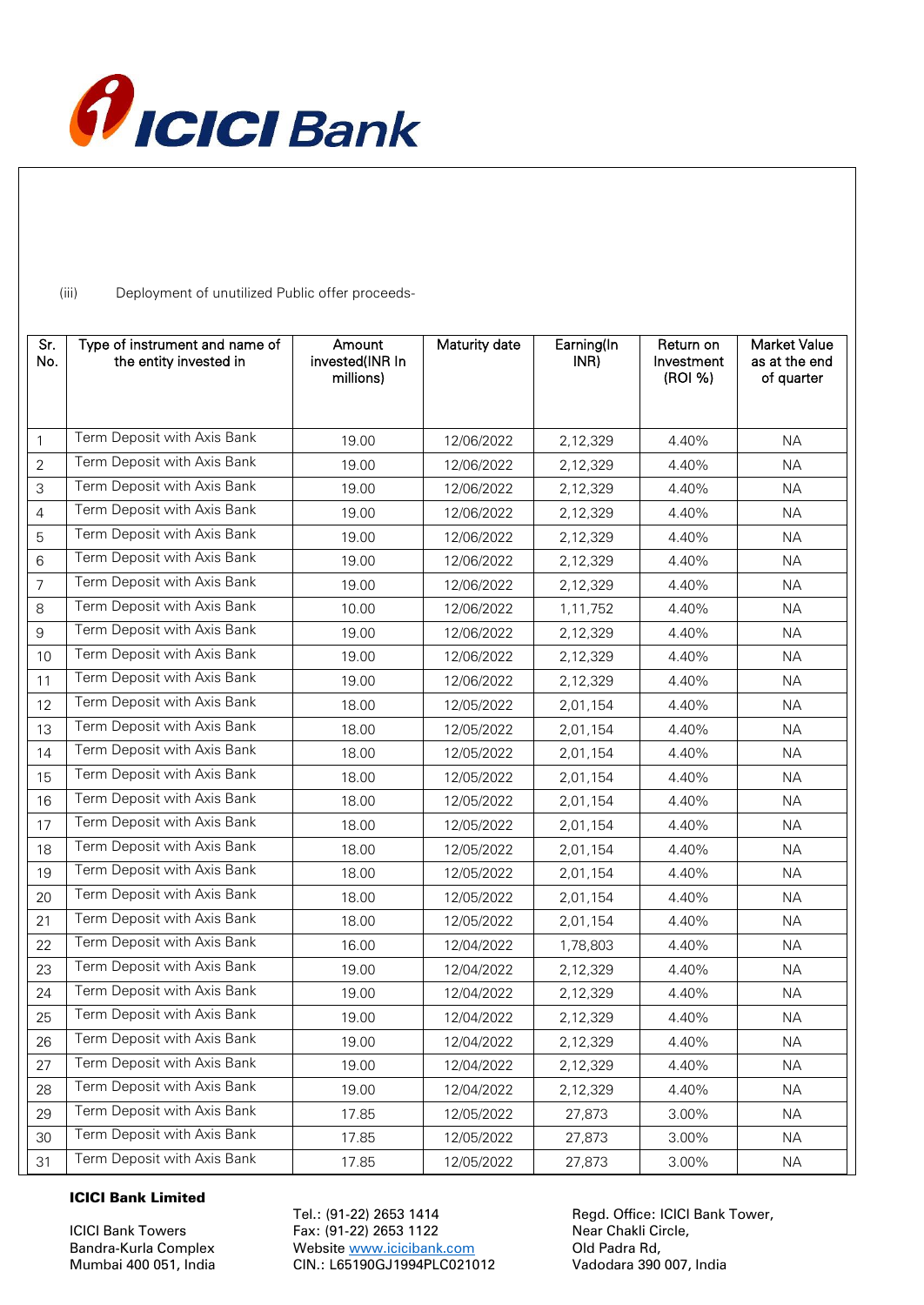(iii) Deployment of unutilized Public offer proceeds-

| Sr. No. | Type of instrument and name of the entity invested in | Amount invested(INR In millions) | Maturity date | Earning(In INR) | Return on Investment (ROI %) | Market Value as at the end of quarter |
|---|---|---|---|---|---|---|
| 1 | Term Deposit with Axis Bank | 19.00 | 12/06/2022 | 2,12,329 | 4.40% | NA |
| 2 | Term Deposit with Axis Bank | 19.00 | 12/06/2022 | 2,12,329 | 4.40% | NA |
| 3 | Term Deposit with Axis Bank | 19.00 | 12/06/2022 | 2,12,329 | 4.40% | NA |
| 4 | Term Deposit with Axis Bank | 19.00 | 12/06/2022 | 2,12,329 | 4.40% | NA |
| 5 | Term Deposit with Axis Bank | 19.00 | 12/06/2022 | 2,12,329 | 4.40% | NA |
| 6 | Term Deposit with Axis Bank | 19.00 | 12/06/2022 | 2,12,329 | 4.40% | NA |
| 7 | Term Deposit with Axis Bank | 19.00 | 12/06/2022 | 2,12,329 | 4.40% | NA |
| 8 | Term Deposit with Axis Bank | 10.00 | 12/06/2022 | 1,11,752 | 4.40% | NA |
| 9 | Term Deposit with Axis Bank | 19.00 | 12/06/2022 | 2,12,329 | 4.40% | NA |
| 10 | Term Deposit with Axis Bank | 19.00 | 12/06/2022 | 2,12,329 | 4.40% | NA |
| 11 | Term Deposit with Axis Bank | 19.00 | 12/06/2022 | 2,12,329 | 4.40% | NA |
| 12 | Term Deposit with Axis Bank | 18.00 | 12/05/2022 | 2,01,154 | 4.40% | NA |
| 13 | Term Deposit with Axis Bank | 18.00 | 12/05/2022 | 2,01,154 | 4.40% | NA |
| 14 | Term Deposit with Axis Bank | 18.00 | 12/05/2022 | 2,01,154 | 4.40% | NA |
| 15 | Term Deposit with Axis Bank | 18.00 | 12/05/2022 | 2,01,154 | 4.40% | NA |
| 16 | Term Deposit with Axis Bank | 18.00 | 12/05/2022 | 2,01,154 | 4.40% | NA |
| 17 | Term Deposit with Axis Bank | 18.00 | 12/05/2022 | 2,01,154 | 4.40% | NA |
| 18 | Term Deposit with Axis Bank | 18.00 | 12/05/2022 | 2,01,154 | 4.40% | NA |
| 19 | Term Deposit with Axis Bank | 18.00 | 12/05/2022 | 2,01,154 | 4.40% | NA |
| 20 | Term Deposit with Axis Bank | 18.00 | 12/05/2022 | 2,01,154 | 4.40% | NA |
| 21 | Term Deposit with Axis Bank | 18.00 | 12/05/2022 | 2,01,154 | 4.40% | NA |
| 22 | Term Deposit with Axis Bank | 16.00 | 12/04/2022 | 1,78,803 | 4.40% | NA |
| 23 | Term Deposit with Axis Bank | 19.00 | 12/04/2022 | 2,12,329 | 4.40% | NA |
| 24 | Term Deposit with Axis Bank | 19.00 | 12/04/2022 | 2,12,329 | 4.40% | NA |
| 25 | Term Deposit with Axis Bank | 19.00 | 12/04/2022 | 2,12,329 | 4.40% | NA |
| 26 | Term Deposit with Axis Bank | 19.00 | 12/04/2022 | 2,12,329 | 4.40% | NA |
| 27 | Term Deposit with Axis Bank | 19.00 | 12/04/2022 | 2,12,329 | 4.40% | NA |
| 28 | Term Deposit with Axis Bank | 19.00 | 12/04/2022 | 2,12,329 | 4.40% | NA |
| 29 | Term Deposit with Axis Bank | 17.85 | 12/05/2022 | 27,873 | 3.00% | NA |
| 30 | Term Deposit with Axis Bank | 17.85 | 12/05/2022 | 27,873 | 3.00% | NA |
| 31 | Term Deposit with Axis Bank | 17.85 | 12/05/2022 | 27,873 | 3.00% | NA |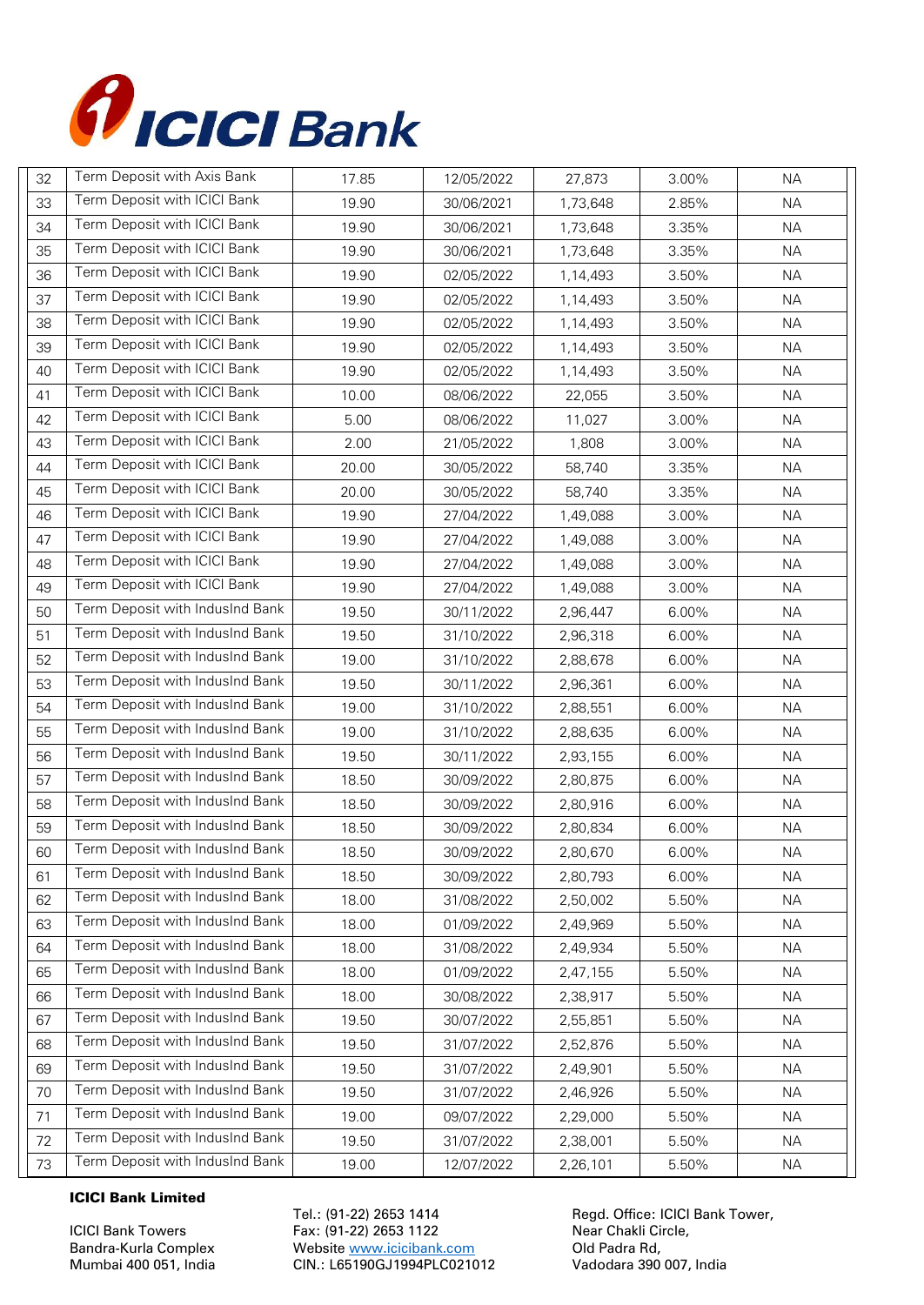| 32 | Term Deposit with Axis Bank | 17.85 | 12/05/2022 | 27,873 | 3.00% | NA |
|---|---|---|---|---|---|---|
| 33 | Term Deposit with ICICI Bank | 19.90 | 30/06/2021 | 1,73,648 | 2.85% | NA |
| 34 | Term Deposit with ICICI Bank | 19.90 | 30/06/2021 | 1,73,648 | 3.35% | NA |
| 35 | Term Deposit with ICICI Bank | 19.90 | 30/06/2021 | 1,73,648 | 3.35% | NA |
| 36 | Term Deposit with ICICI Bank | 19.90 | 02/05/2022 | 1,14,493 | 3.50% | NA |
| 37 | Term Deposit with ICICI Bank | 19.90 | 02/05/2022 | 1,14,493 | 3.50% | NA |
| 38 | Term Deposit with ICICI Bank | 19.90 | 02/05/2022 | 1,14,493 | 3.50% | NA |
| 39 | Term Deposit with ICICI Bank | 19.90 | 02/05/2022 | 1,14,493 | 3.50% | NA |
| 40 | Term Deposit with ICICI Bank | 19.90 | 02/05/2022 | 1,14,493 | 3.50% | NA |
| 41 | Term Deposit with ICICI Bank | 10.00 | 08/06/2022 | 22,055 | 3.50% | NA |
| 42 | Term Deposit with ICICI Bank | 5.00 | 08/06/2022 | 11,027 | 3.00% | NA |
| 43 | Term Deposit with ICICI Bank | 2.00 | 21/05/2022 | 1,808 | 3.00% | NA |
| 44 | Term Deposit with ICICI Bank | 20.00 | 30/05/2022 | 58,740 | 3.35% | NA |
| 45 | Term Deposit with ICICI Bank | 20.00 | 30/05/2022 | 58,740 | 3.35% | NA |
| 46 | Term Deposit with ICICI Bank | 19.90 | 27/04/2022 | 1,49,088 | 3.00% | NA |
| 47 | Term Deposit with ICICI Bank | 19.90 | 27/04/2022 | 1,49,088 | 3.00% | NA |
| 48 | Term Deposit with ICICI Bank | 19.90 | 27/04/2022 | 1,49,088 | 3.00% | NA |
| 49 | Term Deposit with ICICI Bank | 19.90 | 27/04/2022 | 1,49,088 | 3.00% | NA |
| 50 | Term Deposit with IndusInd Bank | 19.50 | 30/11/2022 | 2,96,447 | 6.00% | NA |
| 51 | Term Deposit with IndusInd Bank | 19.50 | 31/10/2022 | 2,96,318 | 6.00% | NA |
| 52 | Term Deposit with IndusInd Bank | 19.00 | 31/10/2022 | 2,88,678 | 6.00% | NA |
| 53 | Term Deposit with IndusInd Bank | 19.50 | 30/11/2022 | 2,96,361 | 6.00% | NA |
| 54 | Term Deposit with IndusInd Bank | 19.00 | 31/10/2022 | 2,88,551 | 6.00% | NA |
| 55 | Term Deposit with IndusInd Bank | 19.00 | 31/10/2022 | 2,88,635 | 6.00% | NA |
| 56 | Term Deposit with IndusInd Bank | 19.50 | 30/11/2022 | 2,93,155 | 6.00% | NA |
| 57 | Term Deposit with IndusInd Bank | 18.50 | 30/09/2022 | 2,80,875 | 6.00% | NA |
| 58 | Term Deposit with IndusInd Bank | 18.50 | 30/09/2022 | 2,80,916 | 6.00% | NA |
| 59 | Term Deposit with IndusInd Bank | 18.50 | 30/09/2022 | 2,80,834 | 6.00% | NA |
| 60 | Term Deposit with IndusInd Bank | 18.50 | 30/09/2022 | 2,80,670 | 6.00% | NA |
| 61 | Term Deposit with IndusInd Bank | 18.50 | 30/09/2022 | 2,80,793 | 6.00% | NA |
| 62 | Term Deposit with IndusInd Bank | 18.00 | 31/08/2022 | 2,50,002 | 5.50% | NA |
| 63 | Term Deposit with IndusInd Bank | 18.00 | 01/09/2022 | 2,49,969 | 5.50% | NA |
| 64 | Term Deposit with IndusInd Bank | 18.00 | 31/08/2022 | 2,49,934 | 5.50% | NA |
| 65 | Term Deposit with IndusInd Bank | 18.00 | 01/09/2022 | 2,47,155 | 5.50% | NA |
| 66 | Term Deposit with IndusInd Bank | 18.00 | 30/08/2022 | 2,38,917 | 5.50% | NA |
| 67 | Term Deposit with IndusInd Bank | 19.50 | 30/07/2022 | 2,55,851 | 5.50% | NA |
| 68 | Term Deposit with IndusInd Bank | 19.50 | 31/07/2022 | 2,52,876 | 5.50% | NA |
| 69 | Term Deposit with IndusInd Bank | 19.50 | 31/07/2022 | 2,49,901 | 5.50% | NA |
| 70 | Term Deposit with IndusInd Bank | 19.50 | 31/07/2022 | 2,46,926 | 5.50% | NA |
| 71 | Term Deposit with IndusInd Bank | 19.00 | 09/07/2022 | 2,29,000 | 5.50% | NA |
| 72 | Term Deposit with IndusInd Bank | 19.50 | 31/07/2022 | 2,38,001 | 5.50% | NA |
| 73 | Term Deposit with IndusInd Bank | 19.00 | 12/07/2022 | 2,26,101 | 5.50% | NA |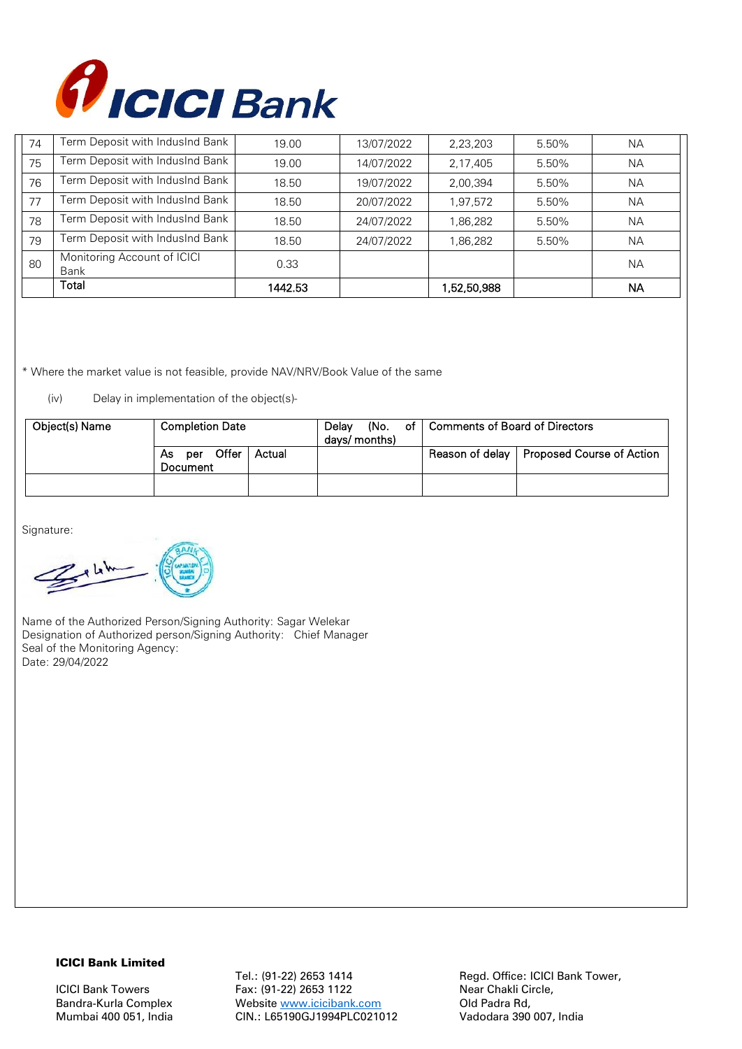| | | | | | | |
|---|---|---|---|---|---|---|
| 74 | Term Deposit with IndusInd Bank | 19.00 | 13/07/2022 | 2,23,203 | 5.50% | NA |
| 75 | Term Deposit with IndusInd Bank | 19.00 | 14/07/2022 | 2,17,405 | 5.50% | NA |
| 76 | Term Deposit with IndusInd Bank | 18.50 | 19/07/2022 | 2,00,394 | 5.50% | NA |
| 77 | Term Deposit with IndusInd Bank | 18.50 | 20/07/2022 | 1,97,572 | 5.50% | NA |
| 78 | Term Deposit with IndusInd Bank | 18.50 | 24/07/2022 | 1,86,282 | 5.50% | NA |
| 79 | Term Deposit with IndusInd Bank | 18.50 | 24/07/2022 | 1,86,282 | 5.50% | NA |
| 80 | Monitoring Account of ICICI Bank | 0.33 | | | | NA |
| | **Total** | **1442.53** | | **1,52,50,988** | | **NA** |

* Where the market value is not feasible, provide NAV/NRV/Book Value of the same

(iv) Delay in implementation of the object(s)-

| Object(s) Name | Completion Date | | Delay (No. of days/ months) | Comments of Board of Directors | |
|---|---|---|---|---|---|
| | As per Offer Document | Actual | | Reason of delay | Proposed Course of Action |
| | | | | | |

Signature:

Name of the Authorized Person/Signing Authority: Sagar Welekar
Designation of Authorized person/Signing Authority: Chief Manager
Seal of the Monitoring Agency:
Date: 29/04/2022

**ICICI Bank Limited**

ICICI Bank Towers
Bandra-Kurla Complex
Mumbai 400 051, India

Tel.: (91-22) 2653 1414
Fax: (91-22) 2653 1122
Website www.icicibank.com
CIN.: L65190GJ1994PLC021012

Regd. Office: ICICI Bank Tower,
Near Chakli Circle,
Old Padra Rd,
Vadodara 390 007, India